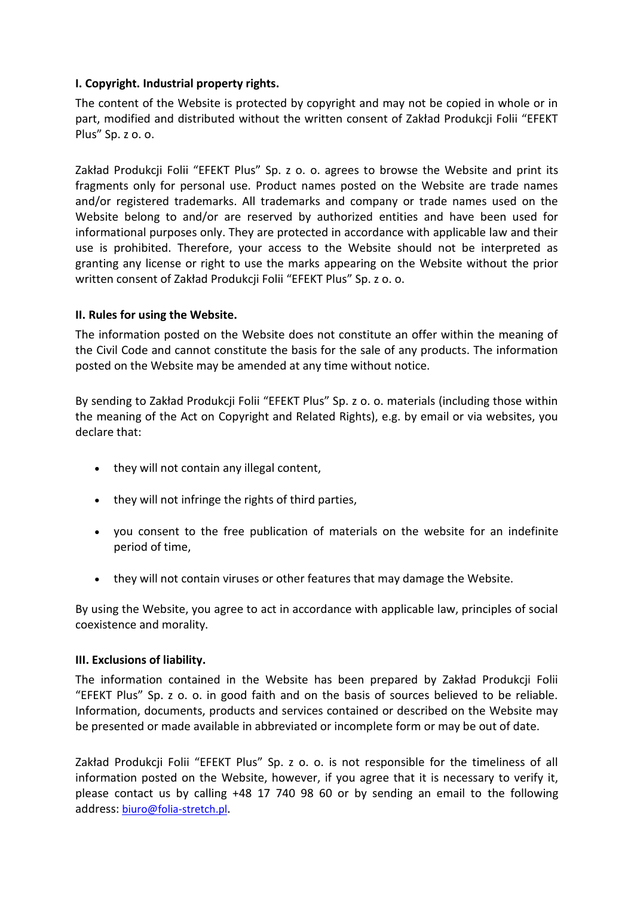### I. Copyright. Industrial property rights.

The content of the Website is protected by copyright and may not be copied in whole or in part, modified and distributed without the written consent of Zakład Produkcji Folii "EFEKT Plus" Sp. z o. o.

Zakład Produkcji Folii "EFEKT Plus" Sp. z o. o. agrees to browse the Website and print its fragments only for personal use. Product names posted on the Website are trade names and/or registered trademarks. All trademarks and company or trade names used on the Website belong to and/or are reserved by authorized entities and have been used for informational purposes only. They are protected in accordance with applicable law and their use is prohibited. Therefore, your access to the Website should not be interpreted as granting any license or right to use the marks appearing on the Website without the prior written consent of Zakład Produkcji Folii "EFEKT Plus" Sp. z o. o.

### II. Rules for using the Website.

The information posted on the Website does not constitute an offer within the meaning of the Civil Code and cannot constitute the basis for the sale of any products. The information posted on the Website may be amended at any time without notice.

By sending to Zakład Produkcji Folii "EFEKT Plus" Sp. z o. o. materials (including those within the meaning of the Act on Copyright and Related Rights), e.g. by email or via websites, you declare that:

- they will not contain any illegal content,
- they will not infringe the rights of third parties,
- you consent to the free publication of materials on the website for an indefinite period of time,
- they will not contain viruses or other features that may damage the Website.

By using the Website, you agree to act in accordance with applicable law, principles of social coexistence and morality.

### III. Exclusions of liability.

The information contained in the Website has been prepared by Zakład Produkcji Folii "EFEKT Plus" Sp. z o. o. in good faith and on the basis of sources believed to be reliable. Information, documents, products and services contained or described on the Website may be presented or made available in abbreviated or incomplete form or may be out of date.

Zakład Produkcji Folii "EFEKT Plus" Sp. z o. o. is not responsible for the timeliness of all information posted on the Website, however, if you agree that it is necessary to verify it, please contact us by calling +48 17 740 98 60 or by sending an email to the following address: biuro@folia-stretch.pl.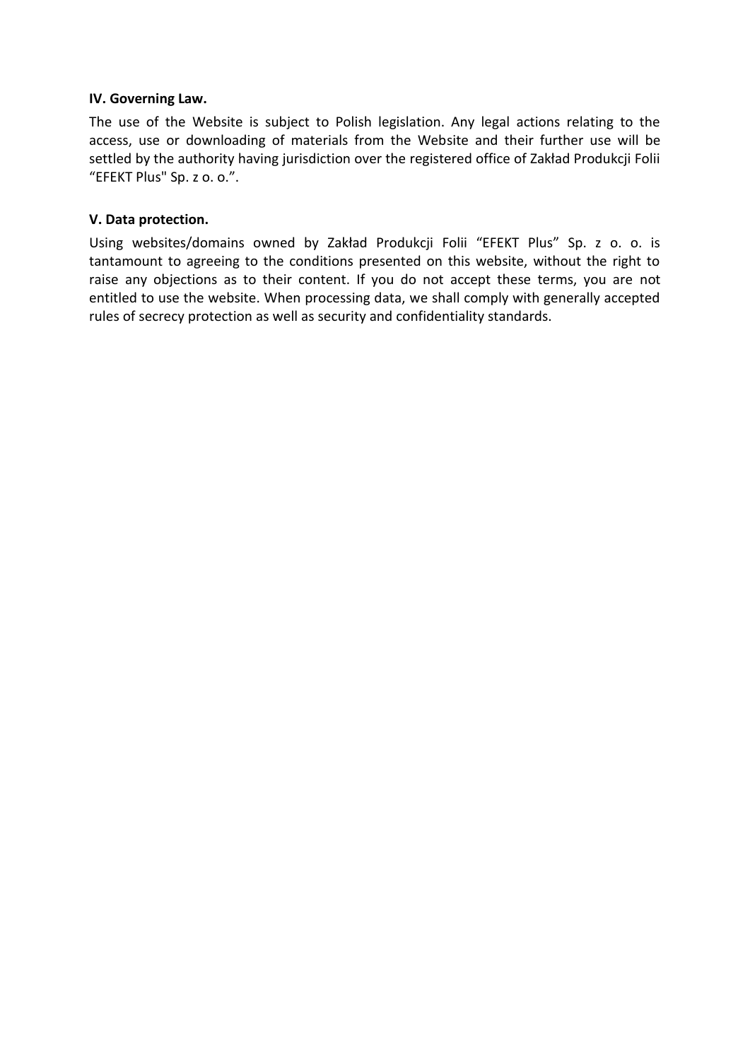**IV. Governing Law.**

The use of the Website is subject to Polish legislation. Any legal actions relating to the access, use or downloading of materials from the Website and their further use will be settled by the authority having jurisdiction over the registered office of Zakład Produkcji Folii "EFEKT Plus" Sp. z o. o.".

**V. Data protection.**

Using websites/domains owned by Zakład Produkcji Folii "EFEKT Plus" Sp. z o. o. is tantamount to agreeing to the conditions presented on this website, without the right to raise any objections as to their content. If you do not accept these terms, you are not entitled to use the website. When processing data, we shall comply with generally accepted rules of secrecy protection as well as security and confidentiality standards.